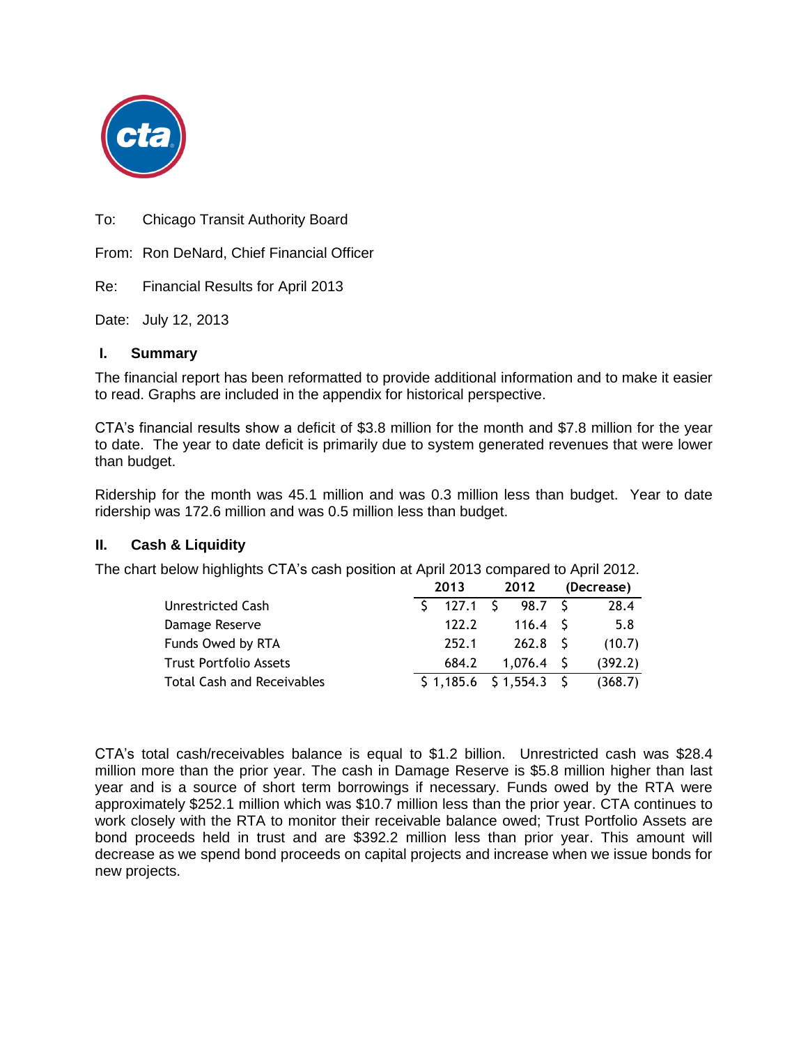To: Chicago Transit Authority Board

From: Ron DeNard, Chief Financial Officer

Re: Financial Results for April 2013

Date: July 12, 2013

## I. Summary

The financial report has been reformatted to provide additional information and to make it easier to read. Graphs are included in the appendix for historical perspective.

CTA's financial results show a deficit of $3.8 million for the month and $7.8 million for the year to date. The year to date deficit is primarily due to system generated revenues that were lower than budget.

Ridership for the month was 45.1 million and was 0.3 million less than budget. Year to date ridership was 172.6 million and was 0.5 million less than budget.

## II. Cash & Liquidity

The chart below highlights CTA's cash position at April 2013 compared to April 2012.

| | 2013 | 2012 | (Decrease) |
|---|---|---|---|
| Unrestricted Cash | $ 127.1 | $ 98.7 | $ 28.4 |
| Damage Reserve | 122.2 | 116.4 | $ 5.8 |
| Funds Owed by RTA | 252.1 | 262.8 | $ (10.7) |
| Trust Portfolio Assets | 684.2 | 1,076.4 | $ (392.2) |
| Total Cash and Receivables | $ 1,185.6 | $ 1,554.3 | $ (368.7) |

CTA's total cash/receivables balance is equal to $1.2 billion. Unrestricted cash was $28.4 million more than the prior year. The cash in Damage Reserve is $5.8 million higher than last year and is a source of short term borrowings if necessary. Funds owed by the RTA were approximately $252.1 million which was $10.7 million less than the prior year. CTA continues to work closely with the RTA to monitor their receivable balance owed; Trust Portfolio Assets are bond proceeds held in trust and are $392.2 million less than prior year. This amount will decrease as we spend bond proceeds on capital projects and increase when we issue bonds for new projects.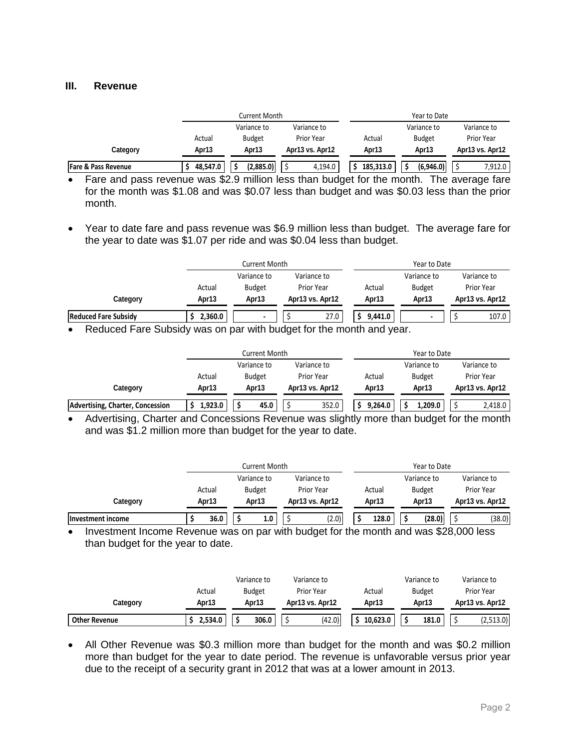### III. Revenue

| Category | Current Month | | | Year to Date | | |
|---|---|---|---|---|---|---|
| | Actual Apr13 | Variance to Budget Apr13 | Variance to Prior Year Apr13 vs. Apr12 | Actual Apr13 | Variance to Budget Apr13 | Variance to Prior Year Apr13 vs. Apr12 |
| Fare & Pass Revenue | $ 48,547.0 | $ (2,885.0) | $ 4,194.0 | $ 185,313.0 | $ (6,946.0) | $ 7,912.0 |

- Fare and pass revenue was $2.9 million less than budget for the month. The average fare for the month was $1.08 and was $0.07 less than budget and was $0.03 less than the prior month.

- Year to date fare and pass revenue was $6.9 million less than budget. The average fare for the year to date was $1.07 per ride and was $0.04 less than budget.

| Category | Current Month | | | Year to Date | | |
|---|---|---|---|---|---|---|
| | Actual Apr13 | Variance to Budget Apr13 | Variance to Prior Year Apr13 vs. Apr12 | Actual Apr13 | Variance to Budget Apr13 | Variance to Prior Year Apr13 vs. Apr12 |
| Reduced Fare Subsidy | $ 2,360.0 | - | $ 27.0 | $ 9,441.0 | - | $ 107.0 |

- Reduced Fare Subsidy was on par with budget for the month and year.

| Category | Current Month | | | Year to Date | | |
|---|---|---|---|---|---|---|
| | Actual Apr13 | Variance to Budget Apr13 | Variance to Prior Year Apr13 vs. Apr12 | Actual Apr13 | Variance to Budget Apr13 | Variance to Prior Year Apr13 vs. Apr12 |
| Advertising, Charter, Concession | $ 1,923.0 | $ 45.0 | $ 352.0 | $ 9,264.0 | $ 1,209.0 | $ 2,418.0 |

- Advertising, Charter and Concessions Revenue was slightly more than budget for the month and was $1.2 million more than budget for the year to date.

| Category | Current Month | | | Year to Date | | |
|---|---|---|---|---|---|---|
| | Actual Apr13 | Variance to Budget Apr13 | Variance to Prior Year Apr13 vs. Apr12 | Actual Apr13 | Variance to Budget Apr13 | Variance to Prior Year Apr13 vs. Apr12 |
| Investment income | $ 36.0 | $ 1.0 | $ (2.0) | $ 128.0 | $ (28.0) | $ (38.0) |

- Investment Income Revenue was on par with budget for the month and was $28,000 less than budget for the year to date.

| Category | Actual Apr13 | Variance to Budget Apr13 | Variance to Prior Year Apr13 vs. Apr12 | Actual Apr13 | Variance to Budget Apr13 | Variance to Prior Year Apr13 vs. Apr12 |
|---|---|---|---|---|---|---|
| Other Revenue | $ 2,534.0 | $ 306.0 | $ (42.0) | $ 10,623.0 | $ 181.0 | $ (2,513.0) |

- All Other Revenue was $0.3 million more than budget for the month and was $0.2 million more than budget for the year to date period. The revenue is unfavorable versus prior year due to the receipt of a security grant in 2012 that was at a lower amount in 2013.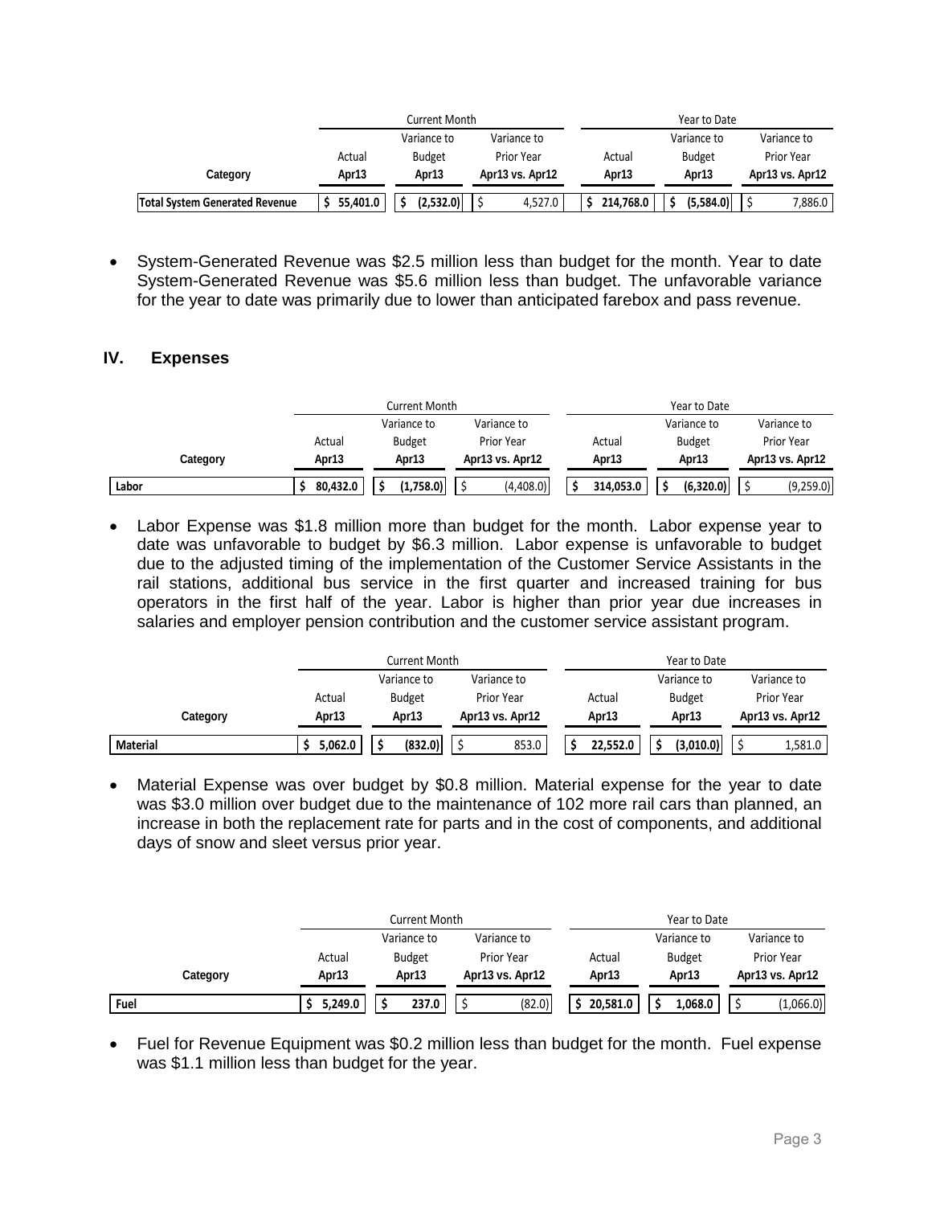| Category | Current Month | | | Year to Date | | |
|---|---|---|---|---|---|---|
| | Actual Apr13 | Variance to Budget Apr13 | Variance to Prior Year Apr13 vs. Apr12 | Actual Apr13 | Variance to Budget Apr13 | Variance to Prior Year Apr13 vs. Apr12 |
| **Total System Generated Revenue** | **$ 55,401.0** | **$ (2,532.0)** | $ 4,527.0 | **$ 214,768.0** | **$ (5,584.0)** | $ 7,886.0 |

- System-Generated Revenue was $2.5 million less than budget for the month. Year to date System-Generated Revenue was $5.6 million less than budget. The unfavorable variance for the year to date was primarily due to lower than anticipated farebox and pass revenue.

## IV. Expenses

| Category | Current Month | | | Year to Date | | |
|---|---|---|---|---|---|---|
| | Actual Apr13 | Variance to Budget Apr13 | Variance to Prior Year Apr13 vs. Apr12 | Actual Apr13 | Variance to Budget Apr13 | Variance to Prior Year Apr13 vs. Apr12 |
| **Labor** | **$ 80,432.0** | **$ (1,758.0)** | $ (4,408.0) | **$ 314,053.0** | **$ (6,320.0)** | $ (9,259.0) |

- Labor Expense was $1.8 million more than budget for the month. Labor expense year to date was unfavorable to budget by $6.3 million. Labor expense is unfavorable to budget due to the adjusted timing of the implementation of the Customer Service Assistants in the rail stations, additional bus service in the first quarter and increased training for bus operators in the first half of the year. Labor is higher than prior year due increases in salaries and employer pension contribution and the customer service assistant program.

| Category | Current Month | | | Year to Date | | |
|---|---|---|---|---|---|---|
| | Actual Apr13 | Variance to Budget Apr13 | Variance to Prior Year Apr13 vs. Apr12 | Actual Apr13 | Variance to Budget Apr13 | Variance to Prior Year Apr13 vs. Apr12 |
| **Material** | **$ 5,062.0** | **$ (832.0)** | $ 853.0 | **$ 22,552.0** | **$ (3,010.0)** | $ 1,581.0 |

- Material Expense was over budget by $0.8 million. Material expense for the year to date was $3.0 million over budget due to the maintenance of 102 more rail cars than planned, an increase in both the replacement rate for parts and in the cost of components, and additional days of snow and sleet versus prior year.

| Category | Current Month | | | Year to Date | | |
|---|---|---|---|---|---|---|
| | Actual Apr13 | Variance to Budget Apr13 | Variance to Prior Year Apr13 vs. Apr12 | Actual Apr13 | Variance to Budget Apr13 | Variance to Prior Year Apr13 vs. Apr12 |
| **Fuel** | **$ 5,249.0** | **$ 237.0** | $ (82.0) | **$ 20,581.0** | **$ 1,068.0** | $ (1,066.0) |

- Fuel for Revenue Equipment was $0.2 million less than budget for the month. Fuel expense was $1.1 million less than budget for the year.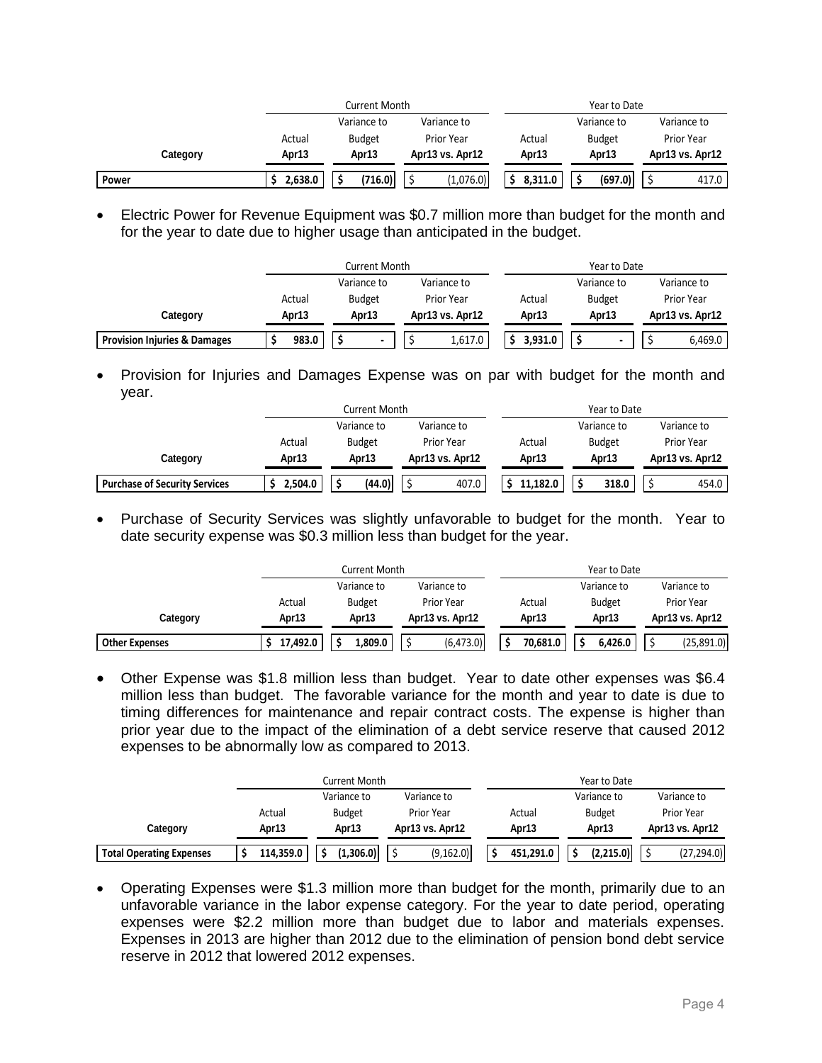| | Current Month | | | Year to Date | | |
|---|---|---|---|---|---|---|
| | | Variance to | Variance to | | Variance to | Variance to |
| | Actual | Budget | Prior Year | Actual | Budget | Prior Year |
| Category | Apr13 | Apr13 | Apr13 vs. Apr12 | Apr13 | Apr13 | Apr13 vs. Apr12 |
| **Power** | $ 2,638.0 | $ (716.0) | $ (1,076.0) | $ 8,311.0 | $ (697.0) | $ 417.0 |

- Electric Power for Revenue Equipment was $0.7 million more than budget for the month and for the year to date due to higher usage than anticipated in the budget.

| | Current Month | | | Year to Date | | |
|---|---|---|---|---|---|---|
| | | Variance to | Variance to | | Variance to | Variance to |
| | Actual | Budget | Prior Year | Actual | Budget | Prior Year |
| Category | Apr13 | Apr13 | Apr13 vs. Apr12 | Apr13 | Apr13 | Apr13 vs. Apr12 |
| **Provision Injuries & Damages** | $ 983.0 | $ - | $ 1,617.0 | $ 3,931.0 | $ - | $ 6,469.0 |

- Provision for Injuries and Damages Expense was on par with budget for the month and year.

| | Current Month | | | Year to Date | | |
|---|---|---|---|---|---|---|
| | | Variance to | Variance to | | Variance to | Variance to |
| | Actual | Budget | Prior Year | Actual | Budget | Prior Year |
| Category | Apr13 | Apr13 | Apr13 vs. Apr12 | Apr13 | Apr13 | Apr13 vs. Apr12 |
| **Purchase of Security Services** | $ 2,504.0 | $ (44.0) | $ 407.0 | $ 11,182.0 | $ 318.0 | $ 454.0 |

- Purchase of Security Services was slightly unfavorable to budget for the month. Year to date security expense was $0.3 million less than budget for the year.

| | Current Month | | | Year to Date | | |
|---|---|---|---|---|---|---|
| | | Variance to | Variance to | | Variance to | Variance to |
| | Actual | Budget | Prior Year | Actual | Budget | Prior Year |
| Category | Apr13 | Apr13 | Apr13 vs. Apr12 | Apr13 | Apr13 | Apr13 vs. Apr12 |
| **Other Expenses** | $ 17,492.0 | $ 1,809.0 | $ (6,473.0) | $ 70,681.0 | $ 6,426.0 | $ (25,891.0) |

- Other Expense was $1.8 million less than budget. Year to date other expenses was $6.4 million less than budget. The favorable variance for the month and year to date is due to timing differences for maintenance and repair contract costs. The expense is higher than prior year due to the impact of the elimination of a debt service reserve that caused 2012 expenses to be abnormally low as compared to 2013.

| | Current Month | | | Year to Date | | |
|---|---|---|---|---|---|---|
| | | Variance to | Variance to | | Variance to | Variance to |
| | Actual | Budget | Prior Year | Actual | Budget | Prior Year |
| Category | Apr13 | Apr13 | Apr13 vs. Apr12 | Apr13 | Apr13 | Apr13 vs. Apr12 |
| **Total Operating Expenses** | $ 114,359.0 | $ (1,306.0) | $ (9,162.0) | $ 451,291.0 | $ (2,215.0) | $ (27,294.0) |

- Operating Expenses were $1.3 million more than budget for the month, primarily due to an unfavorable variance in the labor expense category. For the year to date period, operating expenses were $2.2 million more than budget due to labor and materials expenses. Expenses in 2013 are higher than 2012 due to the elimination of pension bond debt service reserve in 2012 that lowered 2012 expenses.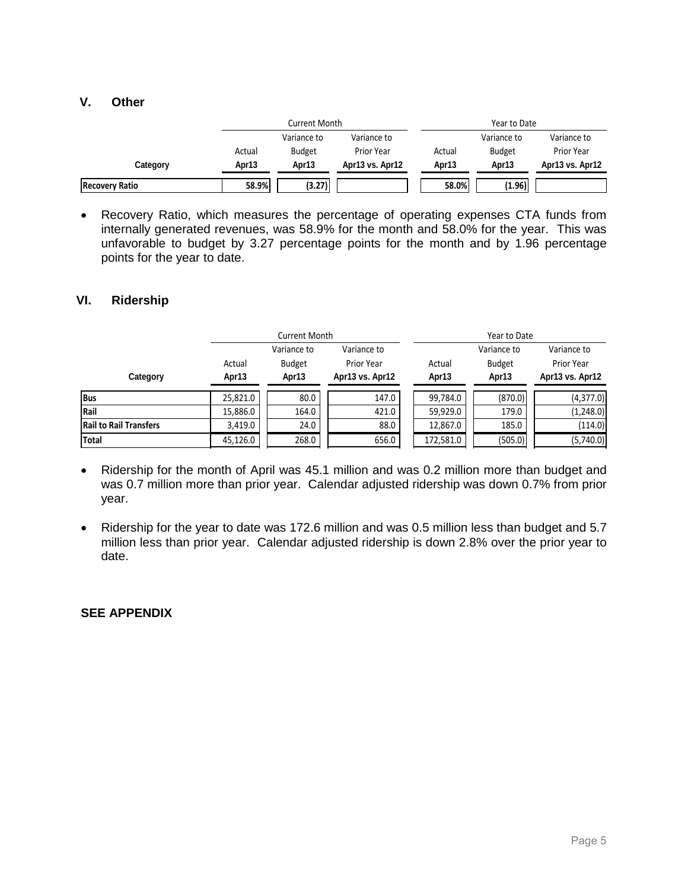## V. Other

| Category | Current Month | | | Year to Date | | |
|---|---|---|---|---|---|---|
| | Actual Apr13 | Variance to Budget Apr13 | Variance to Prior Year Apr13 vs. Apr12 | Actual Apr13 | Variance to Budget Apr13 | Variance to Prior Year Apr13 vs. Apr12 |
| Recovery Ratio | 58.9% | (3.27) | | 58.0% | (1.96) | |

- Recovery Ratio, which measures the percentage of operating expenses CTA funds from internally generated revenues, was 58.9% for the month and 58.0% for the year. This was unfavorable to budget by 3.27 percentage points for the month and by 1.96 percentage points for the year to date.

## VI. Ridership

| Category | Current Month | | | Year to Date | | |
|---|---|---|---|---|---|---|
| | Actual Apr13 | Variance to Budget Apr13 | Variance to Prior Year Apr13 vs. Apr12 | Actual Apr13 | Variance to Budget Apr13 | Variance to Prior Year Apr13 vs. Apr12 |
| Bus | 25,821.0 | 80.0 | 147.0 | 99,784.0 | (870.0) | (4,377.0) |
| Rail | 15,886.0 | 164.0 | 421.0 | 59,929.0 | 179.0 | (1,248.0) |
| Rail to Rail Transfers | 3,419.0 | 24.0 | 88.0 | 12,867.0 | 185.0 | (114.0) |
| Total | 45,126.0 | 268.0 | 656.0 | 172,581.0 | (505.0) | (5,740.0) |

- Ridership for the month of April was 45.1 million and was 0.2 million more than budget and was 0.7 million more than prior year. Calendar adjusted ridership was down 0.7% from prior year.

- Ridership for the year to date was 172.6 million and was 0.5 million less than budget and 5.7 million less than prior year. Calendar adjusted ridership is down 2.8% over the prior year to date.

**SEE APPENDIX**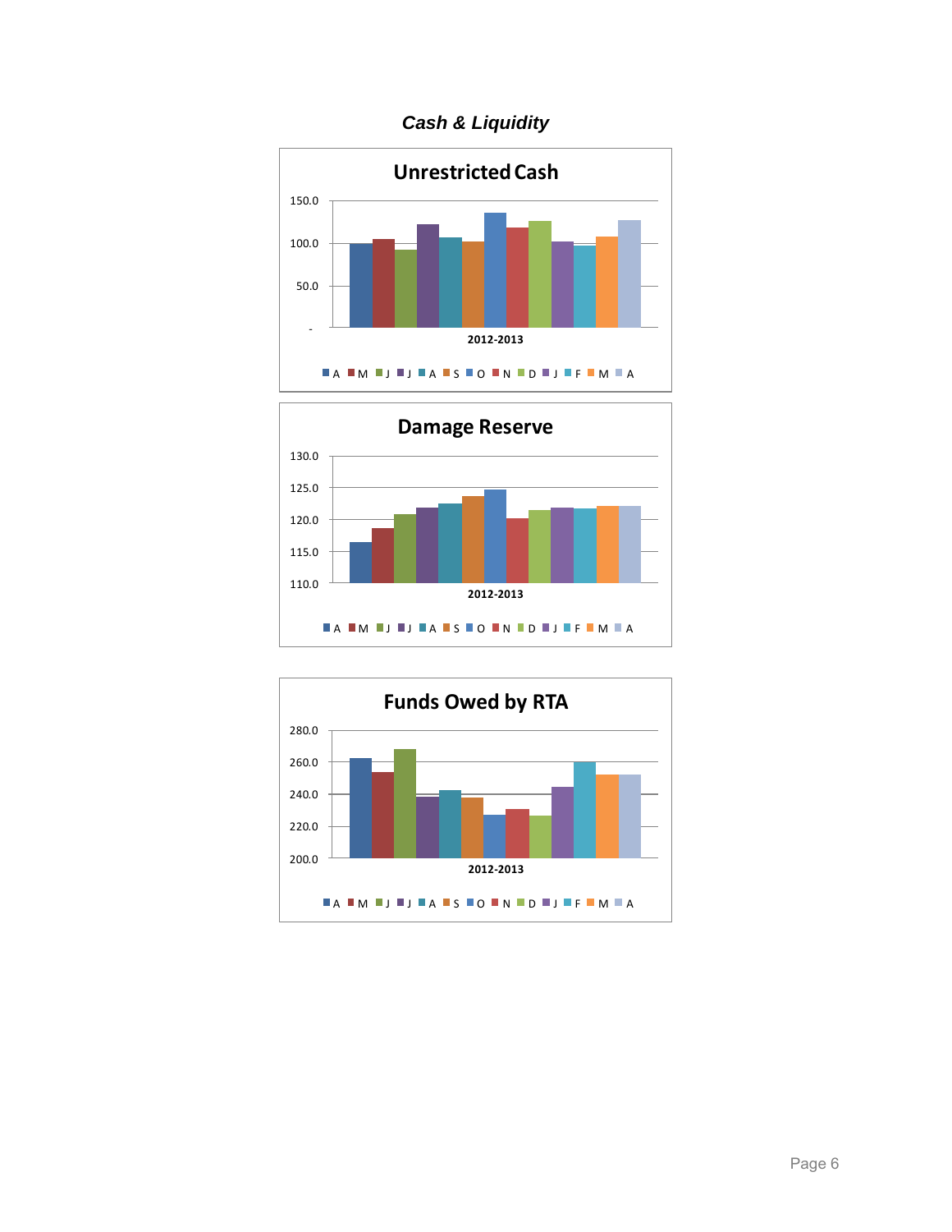## *Cash & Liquidity*

### Unrestricted Cash

150.0

100.0

50.0

-

2012-2013

A M J J A S O N D J F M A

### Damage Reserve

130.0

125.0

120.0

115.0

110.0

2012-2013

A M J J A S O N D J F M A

### Funds Owed by RTA

280.0

260.0

240.0

220.0

200.0

2012-2013

A M J J A S O N D J F M A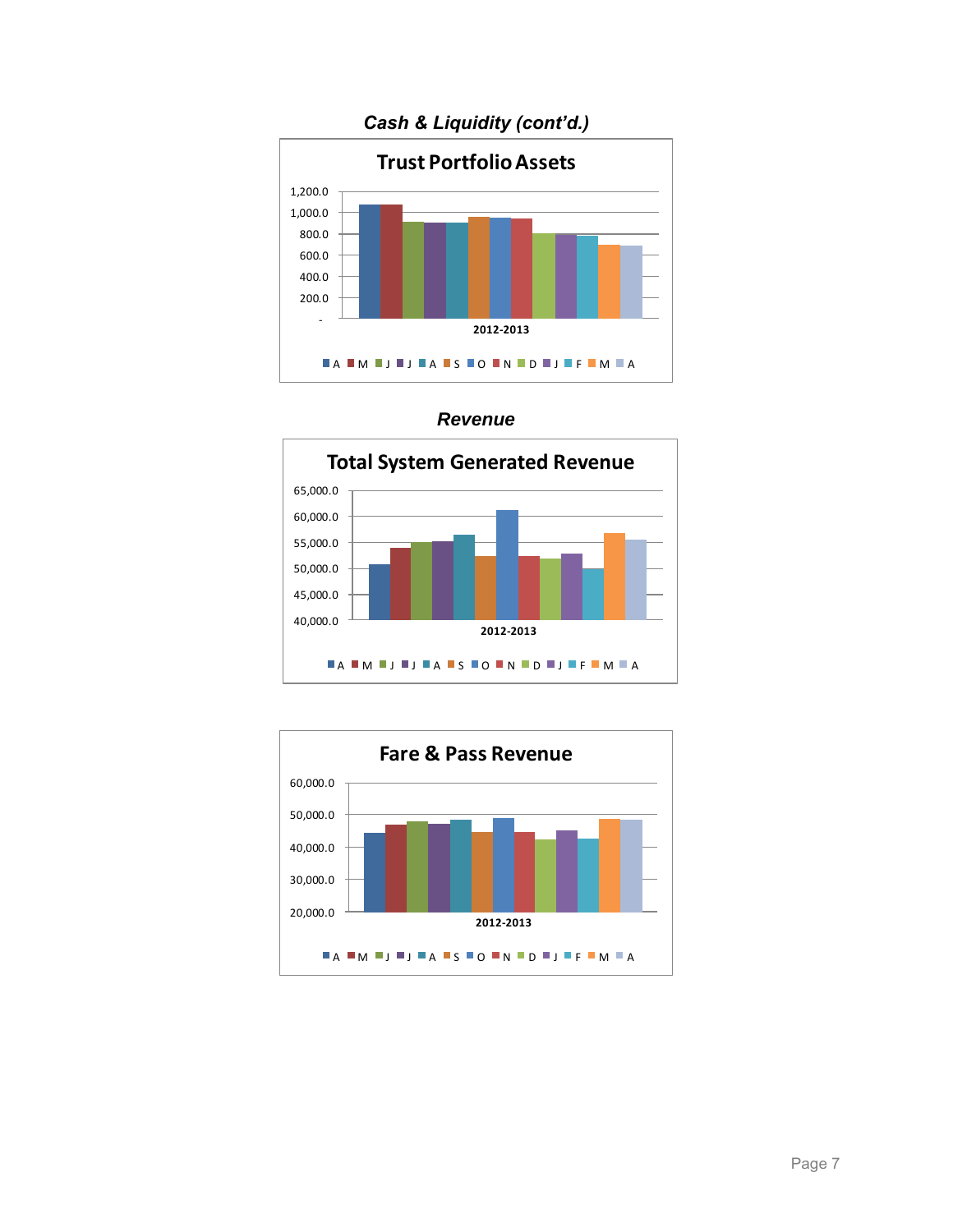## *Cash & Liquidity (cont'd.)*

**Trust Portfolio Assets**

1,200.0
1,000.0
800.0
600.0
400.0
200.0
-

2012-2013

A M J J A S O N D J F M A

## *Revenue*

**Total System Generated Revenue**

65,000.0
60,000.0
55,000.0
50,000.0
45,000.0
40,000.0

2012-2013

A M J J A S O N D J F M A

**Fare & Pass Revenue**

60,000.0
50,000.0
40,000.0
30,000.0
20,000.0

2012-2013

A M J J A S O N D J F M A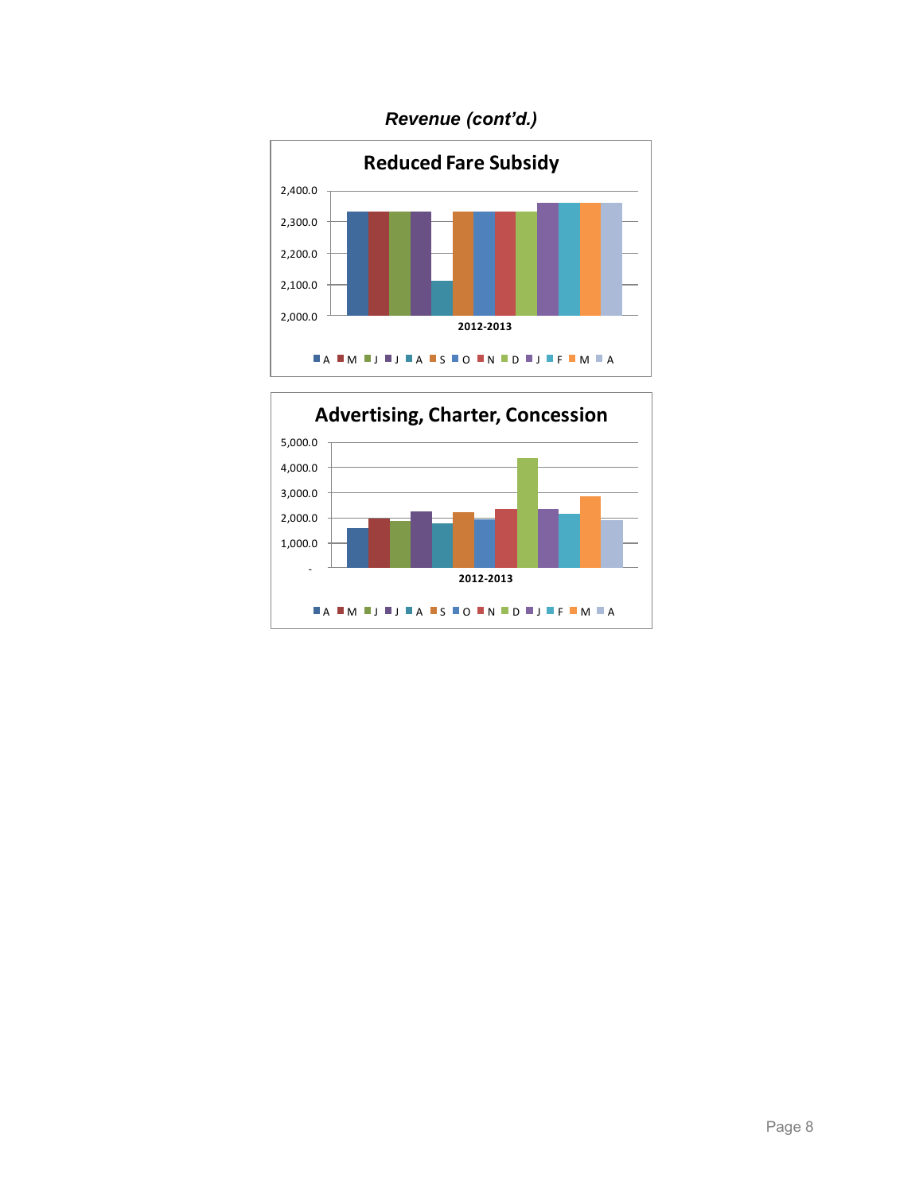*Revenue (cont'd.)*

**Reduced Fare Subsidy**

2,400.0
2,300.0
2,200.0
2,100.0
2,000.0

2012-2013

A M J J A S O N D J F M A

**Advertising, Charter, Concession**

5,000.0
4,000.0
3,000.0
2,000.0
1,000.0
-

2012-2013

A M J J A S O N D J F M A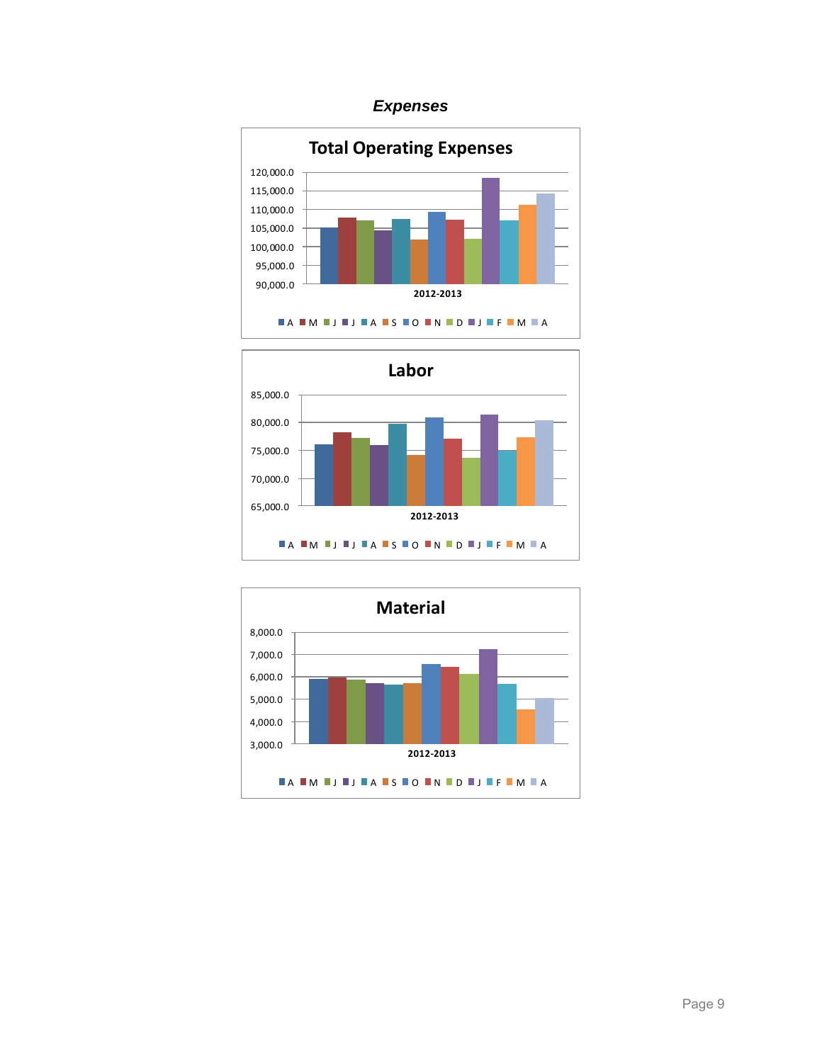## *Expenses*

### Total Operating Expenses

120,000.0
115,000.0
110,000.0
105,000.0
100,000.0
95,000.0
90,000.0

2012-2013

A M J J A S O N D J F M A

### Labor

85,000.0
80,000.0
75,000.0
70,000.0
65,000.0

2012-2013

A M J J A S O N D J F M A

### Material

8,000.0
7,000.0
6,000.0
5,000.0
4,000.0
3,000.0

2012-2013

A M J J A S O N D J F M A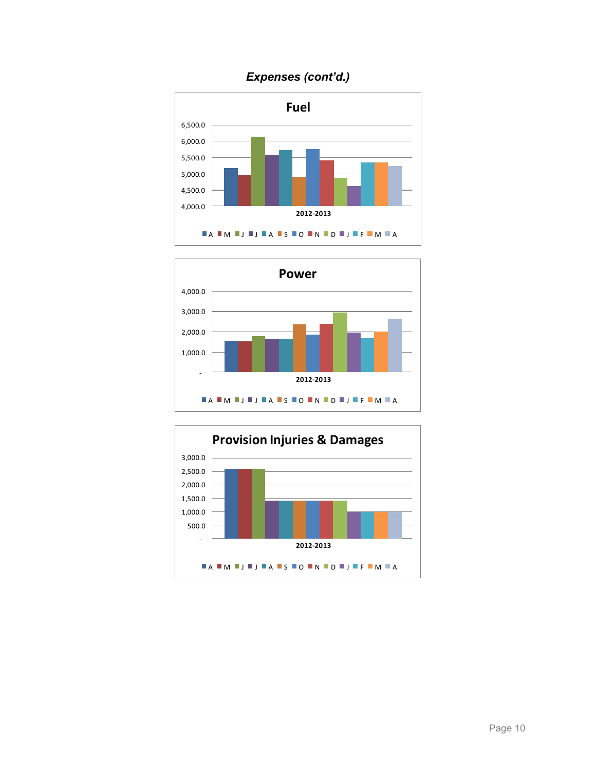***Expenses (cont'd.)***

**Fuel**

6,500.0
6,000.0
5,500.0
5,000.0
4,500.0
4,000.0

2012-2013

A M J J A S O N D J F M A

**Power**

4,000.0
3,000.0
2,000.0
1,000.0
-

2012-2013

A M J J A S O N D J F M A

**Provision Injuries & Damages**

3,000.0
2,500.0
2,000.0
1,500.0
1,000.0
500.0
-

2012-2013

A M J J A S O N D J F M A